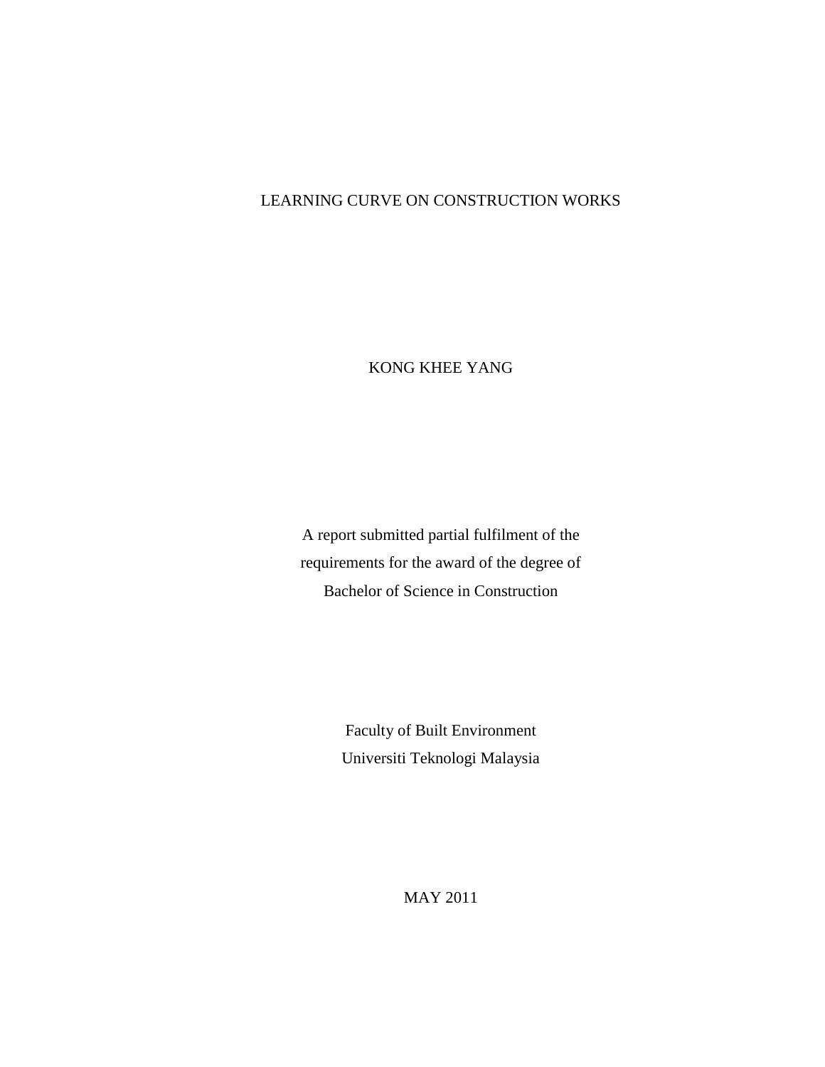# LEARNING CURVE ON CONSTRUCTION WORKS

KONG KHEE YANG

A report submitted partial fulfilment of the
requirements for the award of the degree of
Bachelor of Science in Construction

Faculty of Built Environment
Universiti Teknologi Malaysia

MAY 2011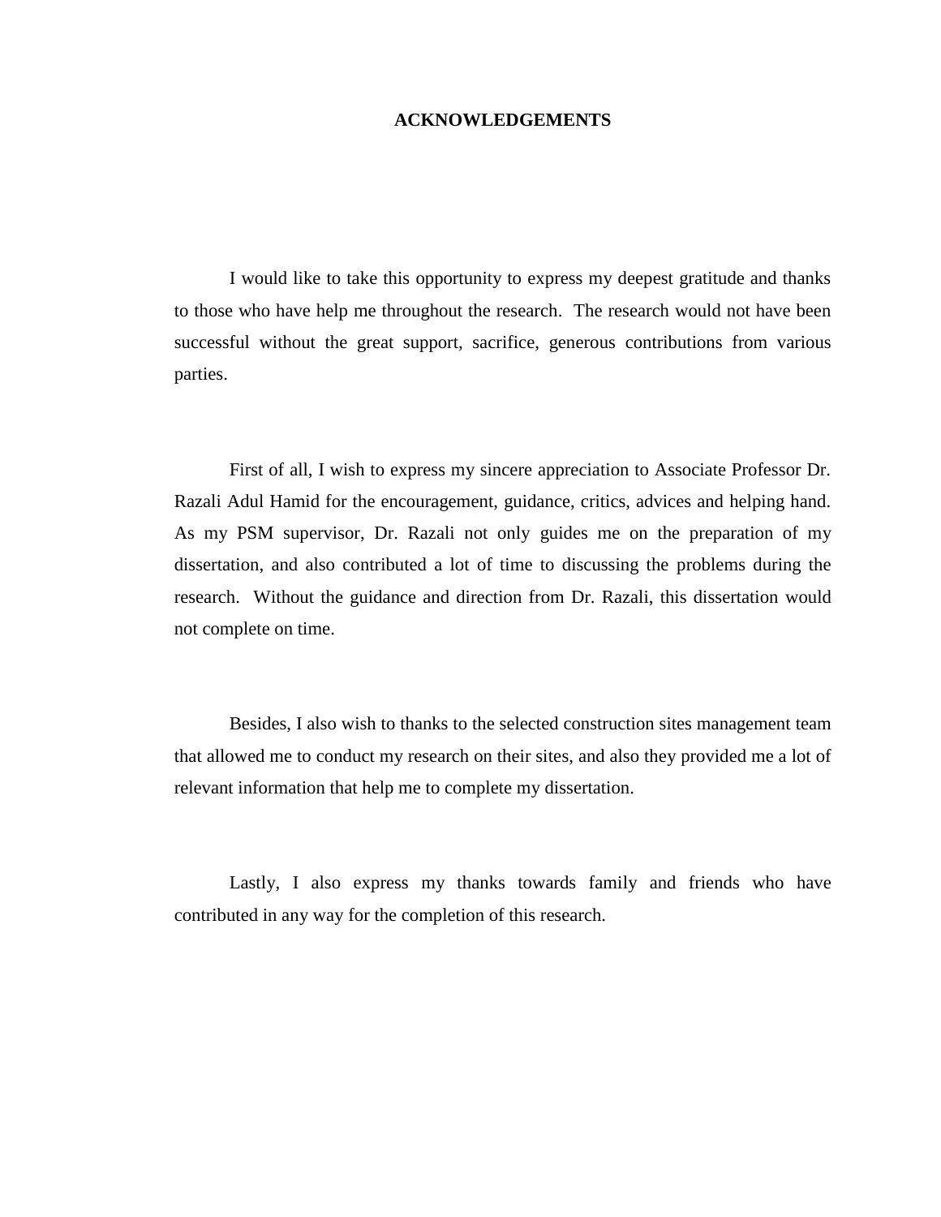# ACKNOWLEDGEMENTS

I would like to take this opportunity to express my deepest gratitude and thanks to those who have help me throughout the research. The research would not have been successful without the great support, sacrifice, generous contributions from various parties.

First of all, I wish to express my sincere appreciation to Associate Professor Dr. Razali Adul Hamid for the encouragement, guidance, critics, advices and helping hand. As my PSM supervisor, Dr. Razali not only guides me on the preparation of my dissertation, and also contributed a lot of time to discussing the problems during the research. Without the guidance and direction from Dr. Razali, this dissertation would not complete on time.

Besides, I also wish to thanks to the selected construction sites management team that allowed me to conduct my research on their sites, and also they provided me a lot of relevant information that help me to complete my dissertation.

Lastly, I also express my thanks towards family and friends who have contributed in any way for the completion of this research.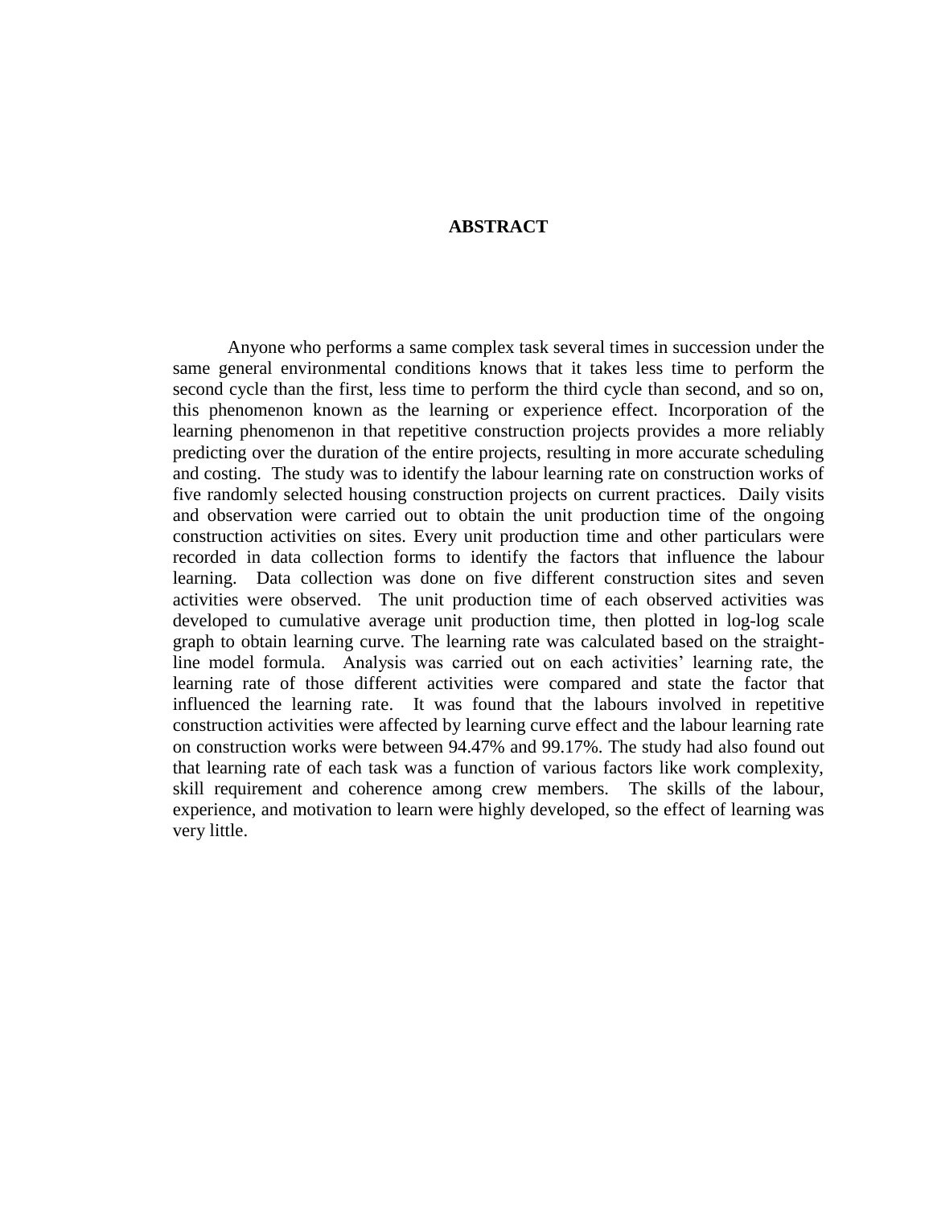# ABSTRACT

Anyone who performs a same complex task several times in succession under the same general environmental conditions knows that it takes less time to perform the second cycle than the first, less time to perform the third cycle than second, and so on, this phenomenon known as the learning or experience effect. Incorporation of the learning phenomenon in that repetitive construction projects provides a more reliably predicting over the duration of the entire projects, resulting in more accurate scheduling and costing. The study was to identify the labour learning rate on construction works of five randomly selected housing construction projects on current practices. Daily visits and observation were carried out to obtain the unit production time of the ongoing construction activities on sites. Every unit production time and other particulars were recorded in data collection forms to identify the factors that influence the labour learning. Data collection was done on five different construction sites and seven activities were observed. The unit production time of each observed activities was developed to cumulative average unit production time, then plotted in log-log scale graph to obtain learning curve. The learning rate was calculated based on the straight-line model formula. Analysis was carried out on each activities' learning rate, the learning rate of those different activities were compared and state the factor that influenced the learning rate. It was found that the labours involved in repetitive construction activities were affected by learning curve effect and the labour learning rate on construction works were between 94.47% and 99.17%. The study had also found out that learning rate of each task was a function of various factors like work complexity, skill requirement and coherence among crew members. The skills of the labour, experience, and motivation to learn were highly developed, so the effect of learning was very little.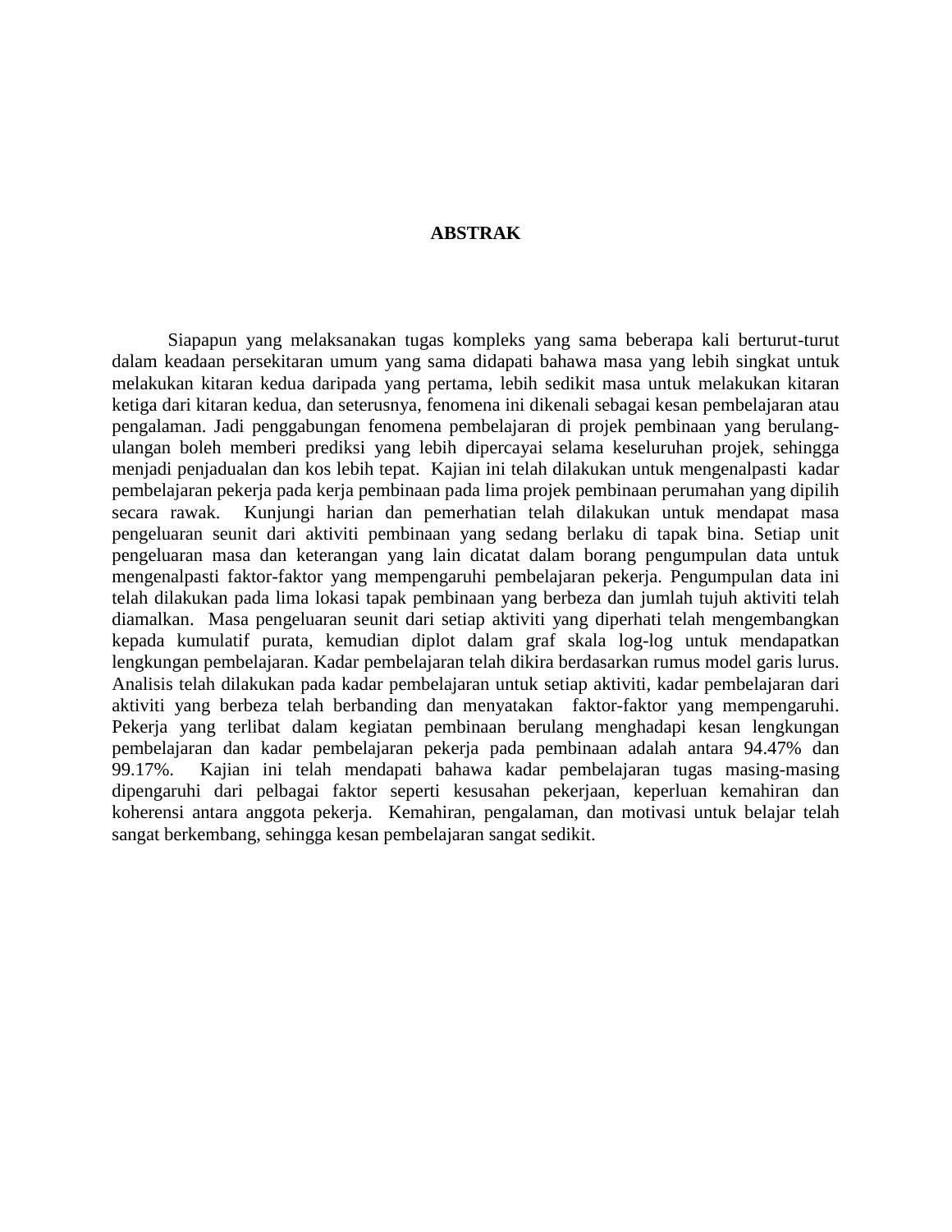# ABSTRAK

Siapapun yang melaksanakan tugas kompleks yang sama beberapa kali berturut-turut dalam keadaan persekitaran umum yang sama didapati bahawa masa yang lebih singkat untuk melakukan kitaran kedua daripada yang pertama, lebih sedikit masa untuk melakukan kitaran ketiga dari kitaran kedua, dan seterusnya, fenomena ini dikenali sebagai kesan pembelajaran atau pengalaman. Jadi penggabungan fenomena pembelajaran di projek pembinaan yang berulang-ulangan boleh memberi prediksi yang lebih dipercayai selama keseluruhan projek, sehingga menjadi penjadualan dan kos lebih tepat. Kajian ini telah dilakukan untuk mengenalpasti kadar pembelajaran pekerja pada kerja pembinaan pada lima projek pembinaan perumahan yang dipilih secara rawak. Kunjungi harian dan pemerhatian telah dilakukan untuk mendapat masa pengeluaran seunit dari aktiviti pembinaan yang sedang berlaku di tapak bina. Setiap unit pengeluaran masa dan keterangan yang lain dicatat dalam borang pengumpulan data untuk mengenalpasti faktor-faktor yang mempengaruhi pembelajaran pekerja. Pengumpulan data ini telah dilakukan pada lima lokasi tapak pembinaan yang berbeza dan jumlah tujuh aktiviti telah diamalkan. Masa pengeluaran seunit dari setiap aktiviti yang diperhati telah mengembangkan kepada kumulatif purata, kemudian diplot dalam graf skala log-log untuk mendapatkan lengkungan pembelajaran. Kadar pembelajaran telah dikira berdasarkan rumus model garis lurus. Analisis telah dilakukan pada kadar pembelajaran untuk setiap aktiviti, kadar pembelajaran dari aktiviti yang berbeza telah berbanding dan menyatakan faktor-faktor yang mempengaruhi. Pekerja yang terlibat dalam kegiatan pembinaan berulang menghadapi kesan lengkungan pembelajaran dan kadar pembelajaran pekerja pada pembinaan adalah antara 94.47% dan 99.17%. Kajian ini telah mendapati bahawa kadar pembelajaran tugas masing-masing dipengaruhi dari pelbagai faktor seperti kesusahan pekerjaan, keperluan kemahiran dan koherensi antara anggota pekerja. Kemahiran, pengalaman, dan motivasi untuk belajar telah sangat berkembang, sehingga kesan pembelajaran sangat sedikit.